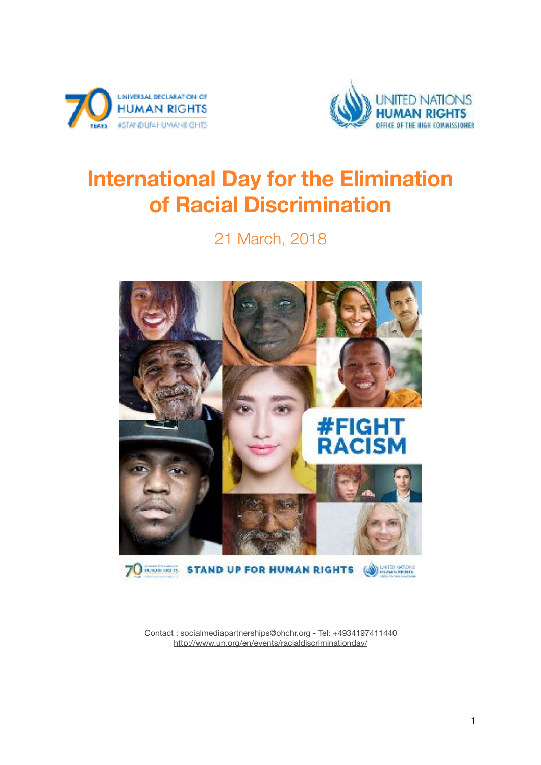# International Day for the Elimination of Racial Discrimination

21 March, 2018

Contact : socialmediapartnerships@ohchr.org - Tel: +4934197411440
http://www.un.org/en/events/racialdiscriminationday/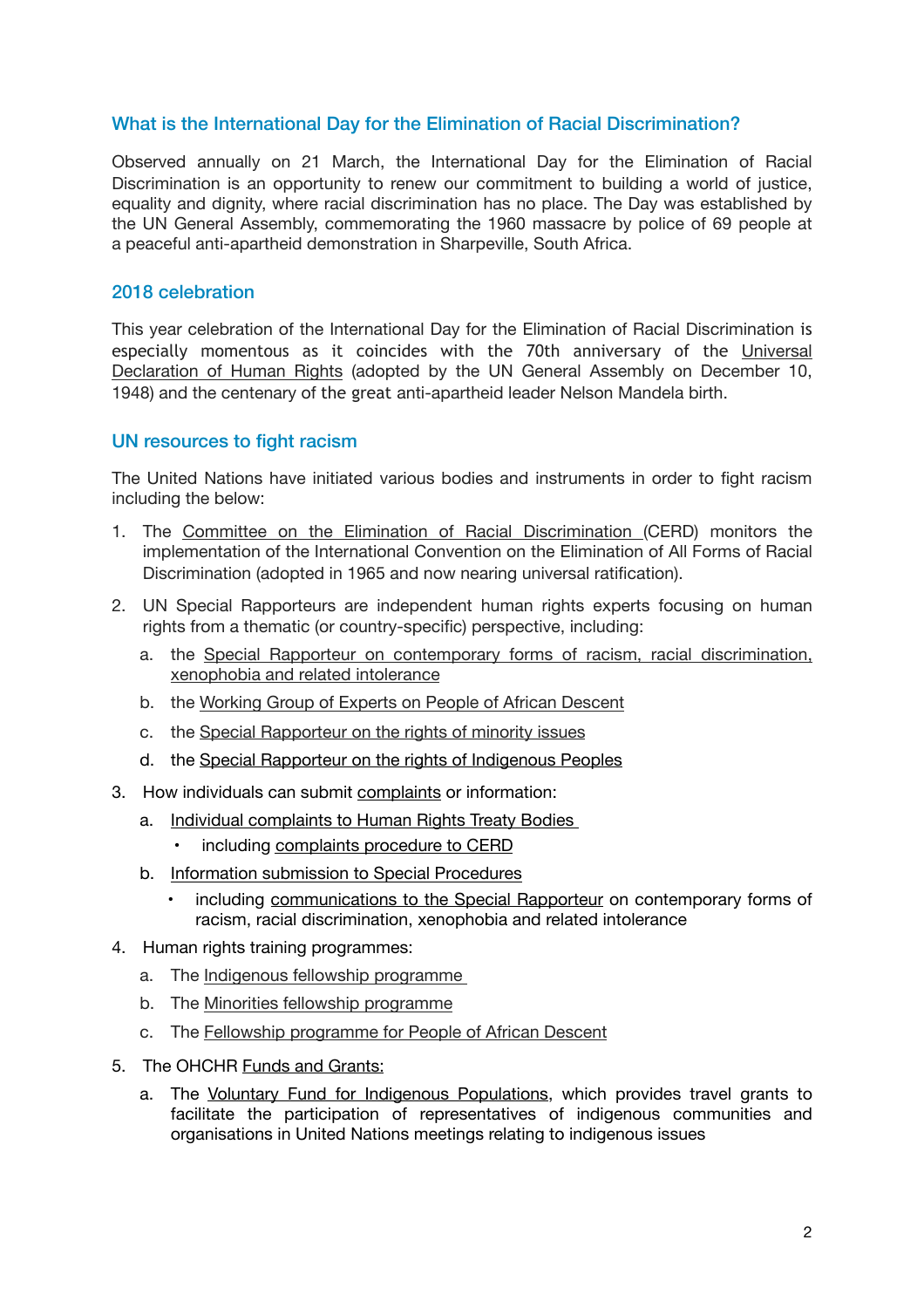## What is the International Day for the Elimination of Racial Discrimination?

Observed annually on 21 March, the International Day for the Elimination of Racial Discrimination is an opportunity to renew our commitment to building a world of justice, equality and dignity, where racial discrimination has no place. The Day was established by the UN General Assembly, commemorating the 1960 massacre by police of 69 people at a peaceful anti-apartheid demonstration in Sharpeville, South Africa.

## 2018 celebration

This year celebration of the International Day for the Elimination of Racial Discrimination is especially momentous as it coincides with the 70th anniversary of the Universal Declaration of Human Rights (adopted by the UN General Assembly on December 10, 1948) and the centenary of the great anti-apartheid leader Nelson Mandela birth.

## UN resources to fight racism

The United Nations have initiated various bodies and instruments in order to fight racism including the below:

1. The Committee on the Elimination of Racial Discrimination (CERD) monitors the implementation of the International Convention on the Elimination of All Forms of Racial Discrimination (adopted in 1965 and now nearing universal ratification).
2. UN Special Rapporteurs are independent human rights experts focusing on human rights from a thematic (or country-specific) perspective, including:
   a. the Special Rapporteur on contemporary forms of racism, racial discrimination, xenophobia and related intolerance
   b. the Working Group of Experts on People of African Descent
   c. the Special Rapporteur on the rights of minority issues
   d. the Special Rapporteur on the rights of Indigenous Peoples
3. How individuals can submit complaints or information:
   a. Individual complaints to Human Rights Treaty Bodies
      - including complaints procedure to CERD
   b. Information submission to Special Procedures
      - including communications to the Special Rapporteur on contemporary forms of racism, racial discrimination, xenophobia and related intolerance
4. Human rights training programmes:
   a. The Indigenous fellowship programme
   b. The Minorities fellowship programme
   c. The Fellowship programme for People of African Descent
5. The OHCHR Funds and Grants:
   a. The Voluntary Fund for Indigenous Populations, which provides travel grants to facilitate the participation of representatives of indigenous communities and organisations in United Nations meetings relating to indigenous issues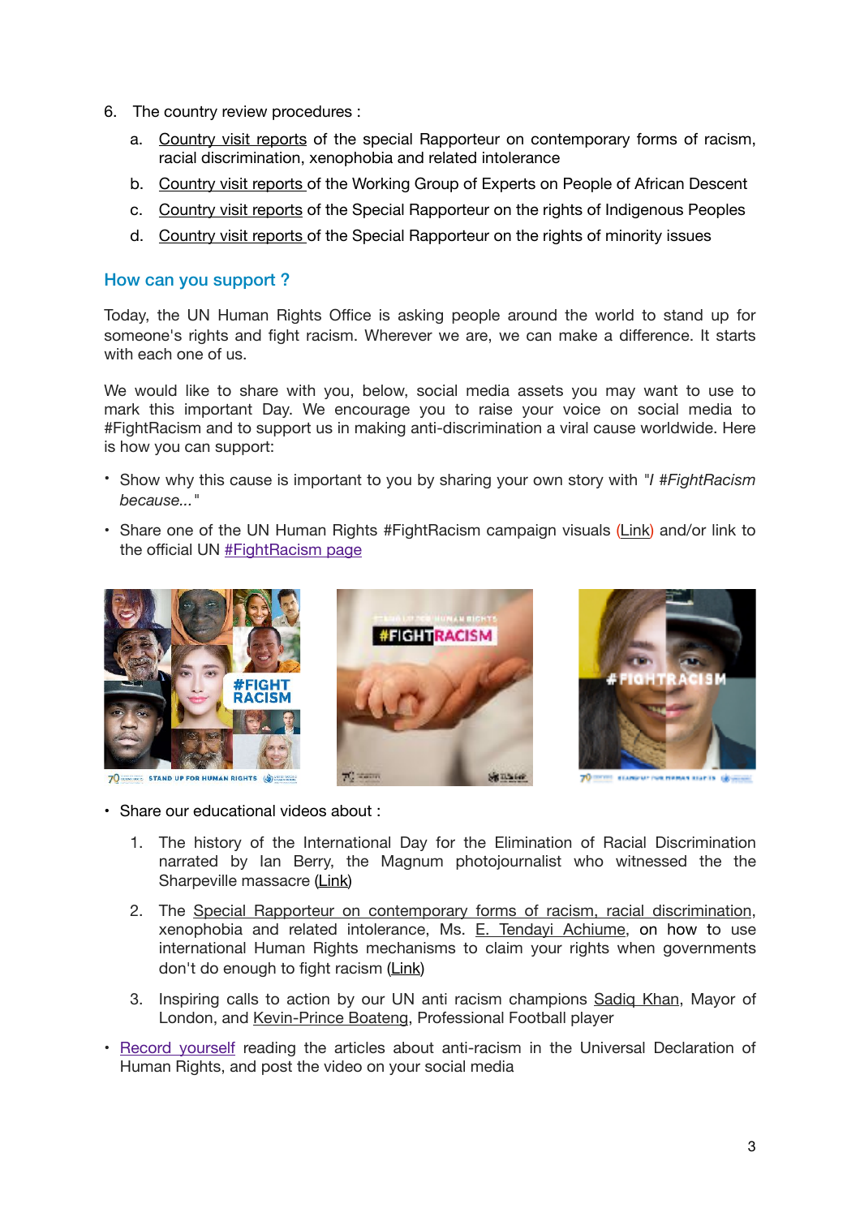6. The country review procedures :
    a. Country visit reports of the special Rapporteur on contemporary forms of racism, racial discrimination, xenophobia and related intolerance
    b. Country visit reports of the Working Group of Experts on People of African Descent
    c. Country visit reports of the Special Rapporteur on the rights of Indigenous Peoples
    d. Country visit reports of the Special Rapporteur on the rights of minority issues

## How can you support ?

Today, the UN Human Rights Office is asking people around the world to stand up for someone's rights and fight racism. Wherever we are, we can make a difference. It starts with each one of us.

We would like to share with you, below, social media assets you may want to use to mark this important Day. We encourage you to raise your voice on social media to #FightRacism and to support us in making anti-discrimination a viral cause worldwide. Here is how you can support:

- Show why this cause is important to you by sharing your own story with "*I #FightRacism because...*"
- Share one of the UN Human Rights #FightRacism campaign visuals (Link) and/or link to the official UN #FightRacism page

- Share our educational videos about :
    1. The history of the International Day for the Elimination of Racial Discrimination narrated by Ian Berry, the Magnum photojournalist who witnessed the the Sharpeville massacre (Link)
    2. The Special Rapporteur on contemporary forms of racism, racial discrimination, xenophobia and related intolerance, Ms. E. Tendayi Achiume, on how to use international Human Rights mechanisms to claim your rights when governments don't do enough to fight racism (Link)
    3. Inspiring calls to action by our UN anti racism champions Sadiq Khan, Mayor of London, and Kevin-Prince Boateng, Professional Football player
- Record yourself reading the articles about anti-racism in the Universal Declaration of Human Rights, and post the video on your social media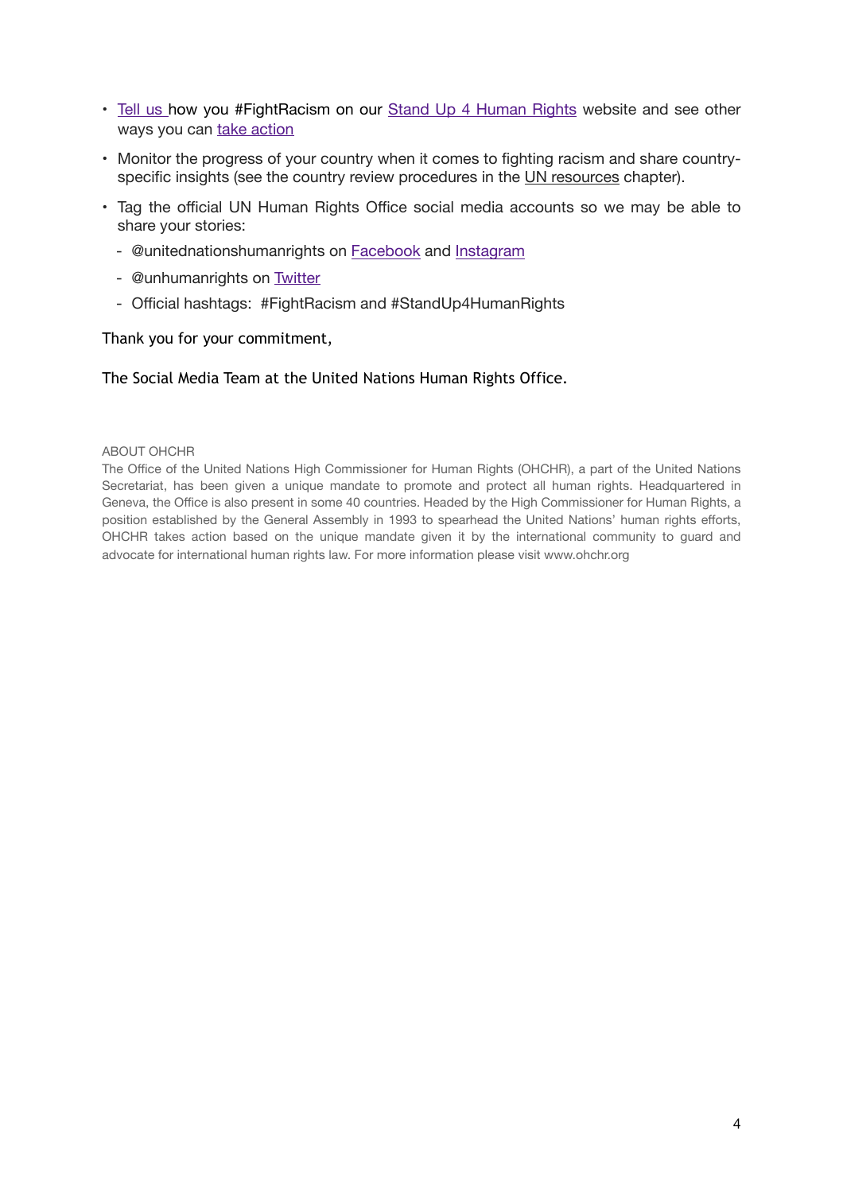- Tell us how you #FightRacism on our Stand Up 4 Human Rights website and see other ways you can take action
- Monitor the progress of your country when it comes to fighting racism and share country-specific insights (see the country review procedures in the UN resources chapter).
- Tag the official UN Human Rights Office social media accounts so we may be able to share your stories:
  - @unitednationshumanrights on Facebook and Instagram
  - @unhumanrights on Twitter
  - Official hashtags: #FightRacism and #StandUp4HumanRights

Thank you for your commitment,

The Social Media Team at the United Nations Human Rights Office.

ABOUT OHCHR

The Office of the United Nations High Commissioner for Human Rights (OHCHR), a part of the United Nations Secretariat, has been given a unique mandate to promote and protect all human rights. Headquartered in Geneva, the Office is also present in some 40 countries. Headed by the High Commissioner for Human Rights, a position established by the General Assembly in 1993 to spearhead the United Nations' human rights efforts, OHCHR takes action based on the unique mandate given it by the international community to guard and advocate for international human rights law. For more information please visit www.ohchr.org